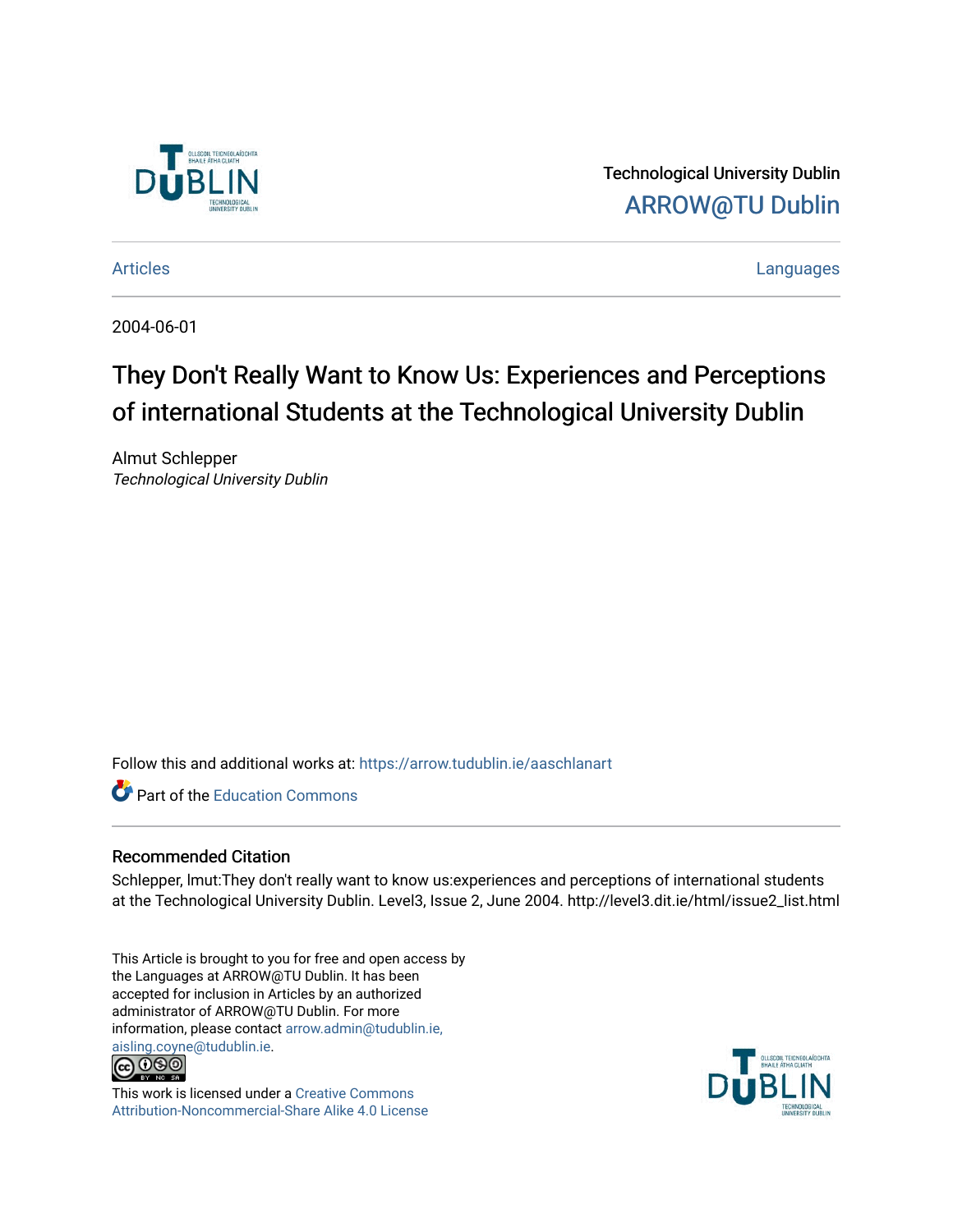Technological University Dublin

ARROW@TU Dublin

Articles | Languages

2004-06-01

# They Don't Really Want to Know Us: Experiences and Perceptions of international Students at the Technological University Dublin

Almut Schlepper

*Technological University Dublin*

Follow this and additional works at: https://arrow.tudublin.ie/aaschlanart

Part of the Education Commons

## Recommended Citation

Schlepper, lmut:They don't really want to know us:experiences and perceptions of international students at the Technological University Dublin. Level3, Issue 2, June 2004. http://level3.dit.ie/html/issue2_list.html

This Article is brought to you for free and open access by the Languages at ARROW@TU Dublin. It has been accepted for inclusion in Articles by an authorized administrator of ARROW@TU Dublin. For more information, please contact arrow.admin@tudublin.ie, aisling.coyne@tudublin.ie.

This work is licensed under a Creative Commons Attribution-Noncommercial-Share Alike 4.0 License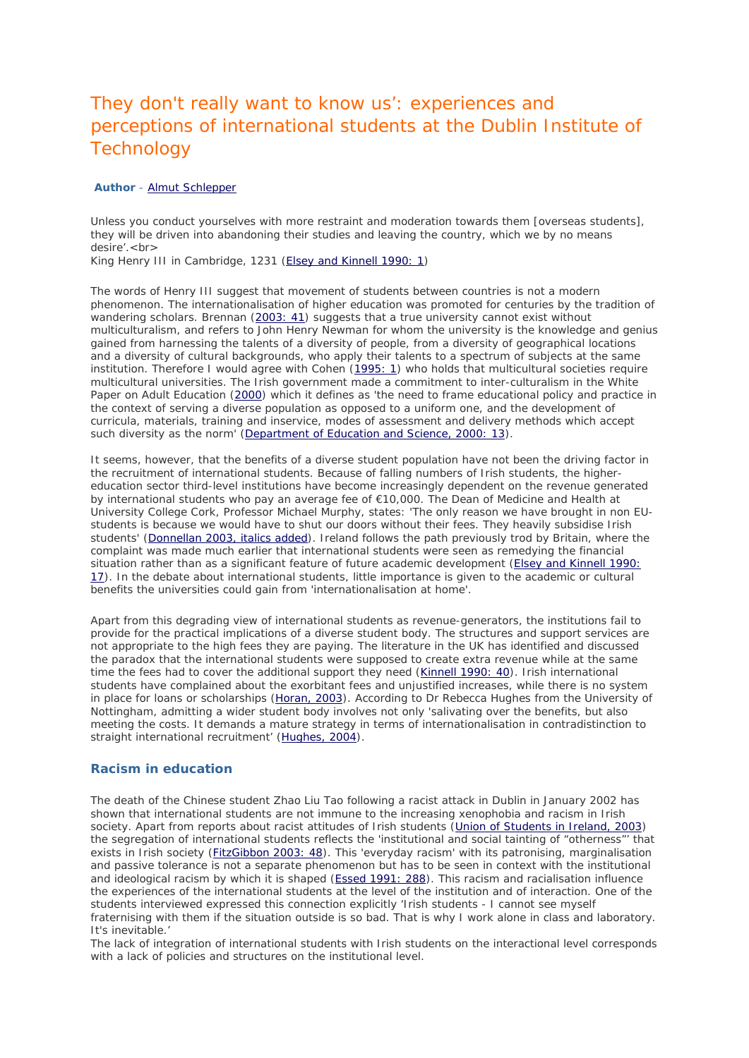# They don't really want to know us': experiences and perceptions of international students at the Dublin Institute of Technology

**Author** - Almut Schlepper

Unless you conduct yourselves with more restraint and moderation towards them [overseas students], they will be driven into abandoning their studies and leaving the country, which we by no means desire'.<br>
King Henry III in Cambridge, 1231 (Elsey and Kinnell 1990: 1)

The words of Henry III suggest that movement of students between countries is not a modern phenomenon. The internationalisation of higher education was promoted for centuries by the tradition of wandering scholars. Brennan (2003: 41) suggests that a true university cannot exist without multiculturalism, and refers to John Henry Newman for whom the university is the knowledge and genius gained from harnessing the talents of a diversity of people, from a diversity of geographical locations and a diversity of cultural backgrounds, who apply their talents to a spectrum of subjects at the same institution. Therefore I would agree with Cohen (1995: 1) who holds that multicultural societies require multicultural universities. The Irish government made a commitment to inter-culturalism in the White Paper on Adult Education (2000) which it defines as 'the need to frame educational policy and practice in the context of serving a diverse population as opposed to a uniform one, and the development of curricula, materials, training and inservice, modes of assessment and delivery methods which accept such diversity as the norm' (Department of Education and Science, 2000: 13).

It seems, however, that the benefits of a diverse student population have not been the driving factor in the recruitment of international students. Because of falling numbers of Irish students, the higher-education sector third-level institutions have become increasingly dependent on the revenue generated by international students who pay an average fee of €10,000. The Dean of Medicine and Health at University College Cork, Professor Michael Murphy, states: 'The only reason we have brought in non EU-students is because we would have to shut our doors without their fees. They heavily subsidise Irish students' (Donnellan 2003, italics added). Ireland follows the path previously trod by Britain, where the complaint was made much earlier that international students were seen as remedying the financial situation rather than as a significant feature of future academic development (Elsey and Kinnell 1990: 17). In the debate about international students, little importance is given to the academic or cultural benefits the universities could gain from 'internationalisation at home'.

Apart from this degrading view of international students as revenue-generators, the institutions fail to provide for the practical implications of a diverse student body. The structures and support services are not appropriate to the high fees they are paying. The literature in the UK has identified and discussed the paradox that the international students were supposed to create extra revenue while at the same time the fees had to cover the additional support they need (Kinnell 1990: 40). Irish international students have complained about the exorbitant fees and unjustified increases, while there is no system in place for loans or scholarships (Horan, 2003). According to Dr Rebecca Hughes from the University of Nottingham, admitting a wider student body involves not only 'salivating over the benefits, but also meeting the costs. It demands a mature strategy in terms of internationalisation in contradistinction to straight international recruitment' (Hughes, 2004).

## Racism in education

The death of the Chinese student Zhao Liu Tao following a racist attack in Dublin in January 2002 has shown that international students are not immune to the increasing xenophobia and racism in Irish society. Apart from reports about racist attitudes of Irish students (Union of Students in Ireland, 2003) the segregation of international students reflects the 'institutional and social tainting of "otherness"' that exists in Irish society (FitzGibbon 2003: 48). This 'everyday racism' with its patronising, marginalisation and passive tolerance is not a separate phenomenon but has to be seen in context with the institutional and ideological racism by which it is shaped (Essed 1991: 288). This racism and racialisation influence the experiences of the international students at the level of the institution and of interaction. One of the students interviewed expressed this connection explicitly 'Irish students - I cannot see myself fraternising with them if the situation outside is so bad. That is why I work alone in class and laboratory. It's inevitable.'
The lack of integration of international students with Irish students on the interactional level corresponds with a lack of policies and structures on the institutional level.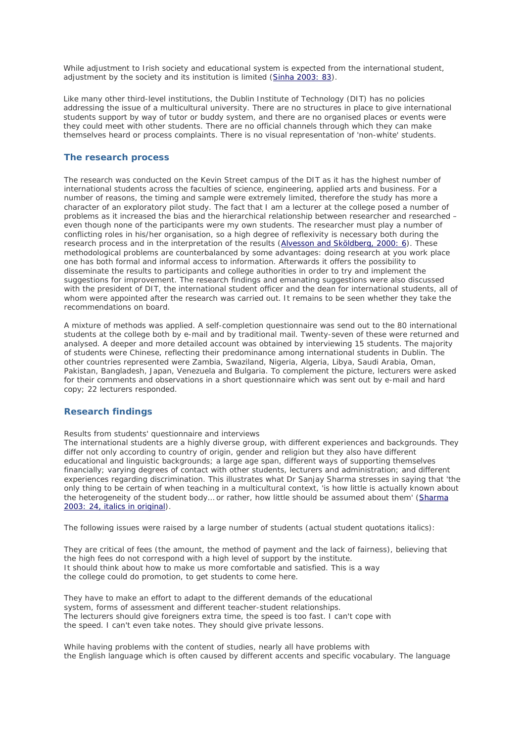While adjustment to Irish society and educational system is expected from the international student, adjustment by the society and its institution is limited ([Sinha 2003: 83](#)).

Like many other third-level institutions, the Dublin Institute of Technology (DIT) has no policies addressing the issue of a multicultural university. There are no structures in place to give international students support by way of tutor or buddy system, and there are no organised places or events were they could meet with other students. There are no official channels through which they can make themselves heard or process complaints. There is no visual representation of 'non-white' students.

## The research process

The research was conducted on the Kevin Street campus of the DIT as it has the highest number of international students across the faculties of science, engineering, applied arts and business. For a number of reasons, the timing and sample were extremely limited, therefore the study has more a character of an exploratory pilot study. The fact that I am a lecturer at the college posed a number of problems as it increased the bias and the hierarchical relationship between researcher and researched – even though none of the participants were my own students. The researcher must play a number of conflicting roles in his/her organisation, so a high degree of reflexivity is necessary both during the research process and in the interpretation of the results ([Alvesson and Sköldberg, 2000: 6](#)). These methodological problems are counterbalanced by some advantages: doing research at you work place one has both formal and informal access to information. Afterwards it offers the possibility to disseminate the results to participants and college authorities in order to try and implement the suggestions for improvement. The research findings and emanating suggestions were also discussed with the president of DIT, the international student officer and the dean for international students, all of whom were appointed after the research was carried out. It remains to be seen whether they take the recommendations on board.

A mixture of methods was applied. A self-completion questionnaire was send out to the 80 international students at the college both by e-mail and by traditional mail. Twenty-seven of these were returned and analysed. A deeper and more detailed account was obtained by interviewing 15 students. The majority of students were Chinese, reflecting their predominance among international students in Dublin. The other countries represented were Zambia, Swaziland, Nigeria, Algeria, Libya, Saudi Arabia, Oman, Pakistan, Bangladesh, Japan, Venezuela and Bulgaria. To complement the picture, lecturers were asked for their comments and observations in a short questionnaire which was sent out by e-mail and hard copy; 22 lecturers responded.

## Research findings

Results from students' questionnaire and interviews

The international students are a highly diverse group, with different experiences and backgrounds. They differ not only according to country of origin, gender and religion but they also have different educational and linguistic backgrounds; a large age span, different ways of supporting themselves financially; varying degrees of contact with other students, lecturers and administration; and different experiences regarding discrimination. This illustrates what Dr Sanjay Sharma stresses in saying that 'the only thing to be certain of when teaching in a multicultural context, 'is how little is actually known about the heterogeneity of the student body... or rather, how little should be assumed about them' ([Sharma 2003: 24, italics in original](#)).

The following issues were raised by a large number of students (actual student quotations italics):

They are critical of fees (the amount, the method of payment and the lack of fairness), believing that the high fees do not correspond with a high level of support by the institute.
It should think about how to make us more comfortable and satisfied. This is a way the college could do promotion, to get students to come here.

They have to make an effort to adapt to the different demands of the educational system, forms of assessment and different teacher-student relationships.
The lecturers should give foreigners extra time, the speed is too fast. I can't cope with the speed. I can't even take notes. They should give private lessons.

While having problems with the content of studies, nearly all have problems with the English language which is often caused by different accents and specific vocabulary. The language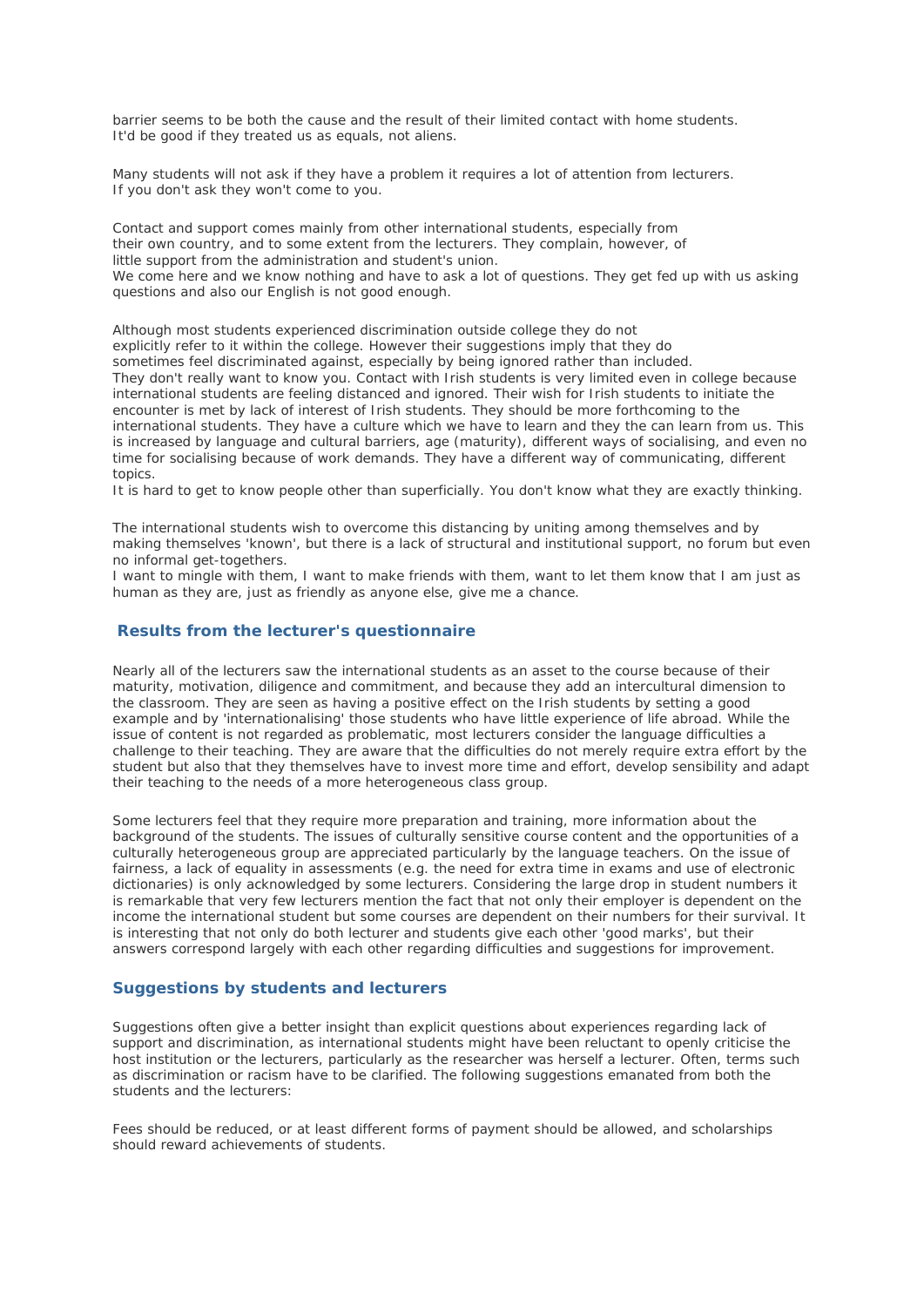barrier seems to be both the cause and the result of their limited contact with home students.
It'd be good if they treated us as equals, not aliens.

Many students will not ask if they have a problem it requires a lot of attention from lecturers.
If you don't ask they won't come to you.

Contact and support comes mainly from other international students, especially from their own country, and to some extent from the lecturers. They complain, however, of little support from the administration and student's union.
We come here and we know nothing and have to ask a lot of questions. They get fed up with us asking questions and also our English is not good enough.

Although most students experienced discrimination outside college they do not explicitly refer to it within the college. However their suggestions imply that they do sometimes feel discriminated against, especially by being ignored rather than included.
They don't really want to know you. Contact with Irish students is very limited even in college because international students are feeling distanced and ignored. Their wish for Irish students to initiate the encounter is met by lack of interest of Irish students. They should be more forthcoming to the international students. They have a culture which we have to learn and they the can learn from us. This is increased by language and cultural barriers, age (maturity), different ways of socialising, and even no time for socialising because of work demands. They have a different way of communicating, different topics.
It is hard to get to know people other than superficially. You don't know what they are exactly thinking.

The international students wish to overcome this distancing by uniting among themselves and by making themselves 'known', but there is a lack of structural and institutional support, no forum but even no informal get-togethers.
I want to mingle with them, I want to make friends with them, want to let them know that I am just as human as they are, just as friendly as anyone else, give me a chance.

## Results from the lecturer's questionnaire

Nearly all of the lecturers saw the international students as an asset to the course because of their maturity, motivation, diligence and commitment, and because they add an intercultural dimension to the classroom. They are seen as having a positive effect on the Irish students by setting a good example and by 'internationalising' those students who have little experience of life abroad. While the issue of content is not regarded as problematic, most lecturers consider the language difficulties a challenge to their teaching. They are aware that the difficulties do not merely require extra effort by the student but also that they themselves have to invest more time and effort, develop sensibility and adapt their teaching to the needs of a more heterogeneous class group.

Some lecturers feel that they require more preparation and training, more information about the background of the students. The issues of culturally sensitive course content and the opportunities of a culturally heterogeneous group are appreciated particularly by the language teachers. On the issue of fairness, a lack of equality in assessments (e.g. the need for extra time in exams and use of electronic dictionaries) is only acknowledged by some lecturers. Considering the large drop in student numbers it is remarkable that very few lecturers mention the fact that not only their employer is dependent on the income the international student but some courses are dependent on their numbers for their survival. It is interesting that not only do both lecturer and students give each other 'good marks', but their answers correspond largely with each other regarding difficulties and suggestions for improvement.

## Suggestions by students and lecturers

Suggestions often give a better insight than explicit questions about experiences regarding lack of support and discrimination, as international students might have been reluctant to openly criticise the host institution or the lecturers, particularly as the researcher was herself a lecturer. Often, terms such as discrimination or racism have to be clarified. The following suggestions emanated from both the students and the lecturers:

Fees should be reduced, or at least different forms of payment should be allowed, and scholarships should reward achievements of students.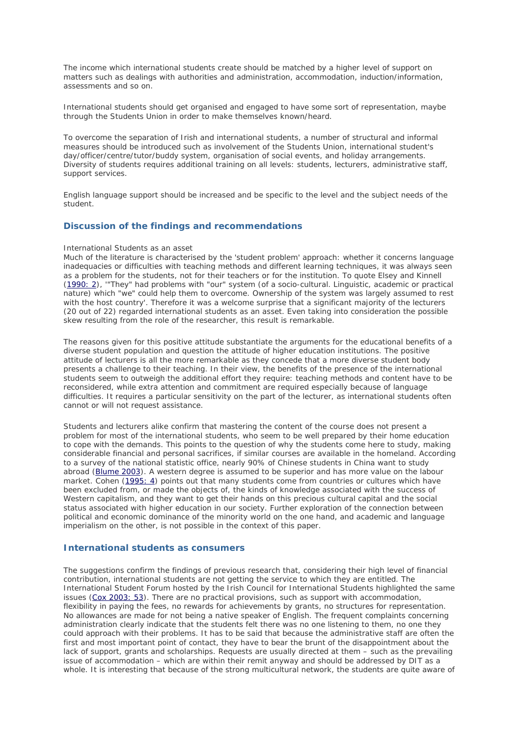The income which international students create should be matched by a higher level of support on matters such as dealings with authorities and administration, accommodation, induction/information, assessments and so on.

International students should get organised and engaged to have some sort of representation, maybe through the Students Union in order to make themselves known/heard.

To overcome the separation of Irish and international students, a number of structural and informal measures should be introduced such as involvement of the Students Union, international student's day/officer/centre/tutor/buddy system, organisation of social events, and holiday arrangements. Diversity of students requires additional training on all levels: students, lecturers, administrative staff, support services.

English language support should be increased and be specific to the level and the subject needs of the student.

## Discussion of the findings and recommendations

International Students as an asset

Much of the literature is characterised by the 'student problem' approach: whether it concerns language inadequacies or difficulties with teaching methods and different learning techniques, it was always seen as a problem for the students, not for their teachers or for the institution. To quote Elsey and Kinnell (1990: 2), '"They" had problems with "our" system (of a socio-cultural. Linguistic, academic or practical nature) which "we" could help them to overcome. Ownership of the system was largely assumed to rest with the host country'. Therefore it was a welcome surprise that a significant majority of the lecturers (20 out of 22) regarded international students as an asset. Even taking into consideration the possible skew resulting from the role of the researcher, this result is remarkable.

The reasons given for this positive attitude substantiate the arguments for the educational benefits of a diverse student population and question the attitude of higher education institutions. The positive attitude of lecturers is all the more remarkable as they concede that a more diverse student body presents a challenge to their teaching. In their view, the benefits of the presence of the international students seem to outweigh the additional effort they require: teaching methods and content have to be reconsidered, while extra attention and commitment are required especially because of language difficulties. It requires a particular sensitivity on the part of the lecturer, as international students often cannot or will not request assistance.

Students and lecturers alike confirm that mastering the content of the course does not present a problem for most of the international students, who seem to be well prepared by their home education to cope with the demands. This points to the question of why the students come here to study, making considerable financial and personal sacrifices, if similar courses are available in the homeland. According to a survey of the national statistic office, nearly 90% of Chinese students in China want to study abroad (Blume 2003). A western degree is assumed to be superior and has more value on the labour market. Cohen (1995: 4) points out that many students come from countries or cultures which have been excluded from, or made the objects of, the kinds of knowledge associated with the success of Western capitalism, and they want to get their hands on this precious cultural capital and the social status associated with higher education in our society. Further exploration of the connection between political and economic dominance of the minority world on the one hand, and academic and language imperialism on the other, is not possible in the context of this paper.

## International students as consumers

The suggestions confirm the findings of previous research that, considering their high level of financial contribution, international students are not getting the service to which they are entitled. The International Student Forum hosted by the Irish Council for International Students highlighted the same issues (Cox 2003: 53). There are no practical provisions, such as support with accommodation, flexibility in paying the fees, no rewards for achievements by grants, no structures for representation. No allowances are made for not being a native speaker of English. The frequent complaints concerning administration clearly indicate that the students felt there was no one listening to them, no one they could approach with their problems. It has to be said that because the administrative staff are often the first and most important point of contact, they have to bear the brunt of the disappointment about the lack of support, grants and scholarships. Requests are usually directed at them – such as the prevailing issue of accommodation – which are within their remit anyway and should be addressed by DIT as a whole. It is interesting that because of the strong multicultural network, the students are quite aware of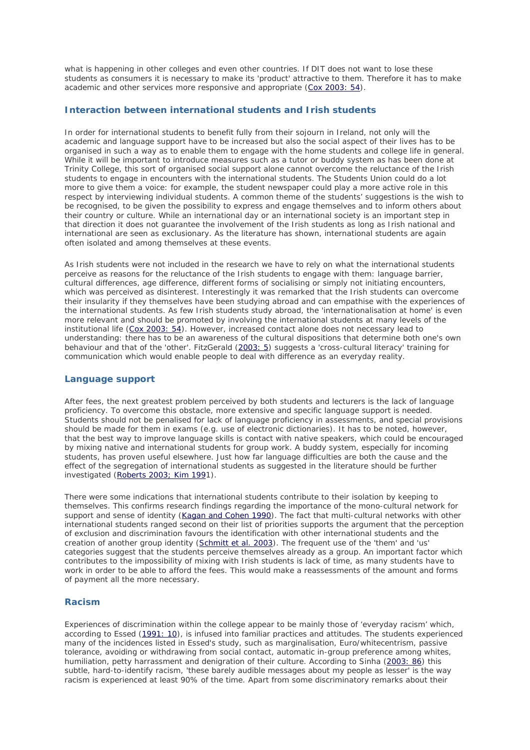what is happening in other colleges and even other countries. If DIT does not want to lose these students as consumers it is necessary to make its 'product' attractive to them. Therefore it has to make academic and other services more responsive and appropriate (Cox 2003: 54).

### Interaction between international students and Irish students

In order for international students to benefit fully from their sojourn in Ireland, not only will the academic and language support have to be increased but also the social aspect of their lives has to be organised in such a way as to enable them to engage with the home students and college life in general. While it will be important to introduce measures such as a tutor or buddy system as has been done at Trinity College, this sort of organised social support alone cannot overcome the reluctance of the Irish students to engage in encounters with the international students. The Students Union could do a lot more to give them a voice: for example, the student newspaper could play a more active role in this respect by interviewing individual students. A common theme of the students' suggestions is the wish to be recognised, to be given the possibility to express and engage themselves and to inform others about their country or culture. While an international day or an international society is an important step in that direction it does not guarantee the involvement of the Irish students as long as Irish national and international are seen as exclusionary. As the literature has shown, international students are again often isolated and among themselves at these events.

As Irish students were not included in the research we have to rely on what the international students perceive as reasons for the reluctance of the Irish students to engage with them: language barrier, cultural differences, age difference, different forms of socialising or simply not initiating encounters, which was perceived as disinterest. Interestingly it was remarked that the Irish students can overcome their insularity if they themselves have been studying abroad and can empathise with the experiences of the international students. As few Irish students study abroad, the 'internationalisation at home' is even more relevant and should be promoted by involving the international students at many levels of the institutional life (Cox 2003: 54). However, increased contact alone does not necessary lead to understanding: there has to be an awareness of the cultural dispositions that determine both one's own behaviour and that of the 'other'. FitzGerald (2003: 5) suggests a 'cross-cultural literacy' training for communication which would enable people to deal with difference as an everyday reality.

### Language support

After fees, the next greatest problem perceived by both students and lecturers is the lack of language proficiency. To overcome this obstacle, more extensive and specific language support is needed. Students should not be penalised for lack of language proficiency in assessments, and special provisions should be made for them in exams (e.g. use of electronic dictionaries). It has to be noted, however, that the best way to improve language skills is contact with native speakers, which could be encouraged by mixing native and international students for group work. A buddy system, especially for incoming students, has proven useful elsewhere. Just how far language difficulties are both the cause and the effect of the segregation of international students as suggested in the literature should be further investigated (Roberts 2003; Kim 1991).

There were some indications that international students contribute to their isolation by keeping to themselves. This confirms research findings regarding the importance of the mono-cultural network for support and sense of identity (Kagan and Cohen 1990). The fact that multi-cultural networks with other international students ranged second on their list of priorities supports the argument that the perception of exclusion and discrimination favours the identification with other international students and the creation of another group identity (Schmitt et al. 2003). The frequent use of the 'them' and 'us' categories suggest that the students perceive themselves already as a group. An important factor which contributes to the impossibility of mixing with Irish students is lack of time, as many students have to work in order to be able to afford the fees. This would make a reassessments of the amount and forms of payment all the more necessary.

### Racism

Experiences of discrimination within the college appear to be mainly those of 'everyday racism' which, according to Essed (1991: 10), is infused into familiar practices and attitudes. The students experienced many of the incidences listed in Essed's study, such as marginalisation, Euro/whitecentrism, passive tolerance, avoiding or withdrawing from social contact, automatic in-group preference among whites, humiliation, petty harrassment and denigration of their culture. According to Sinha (2003: 86) this subtle, hard-to-identify racism, 'these barely audible messages about my people as lesser' is the way racism is experienced at least 90% of the time. Apart from some discriminatory remarks about their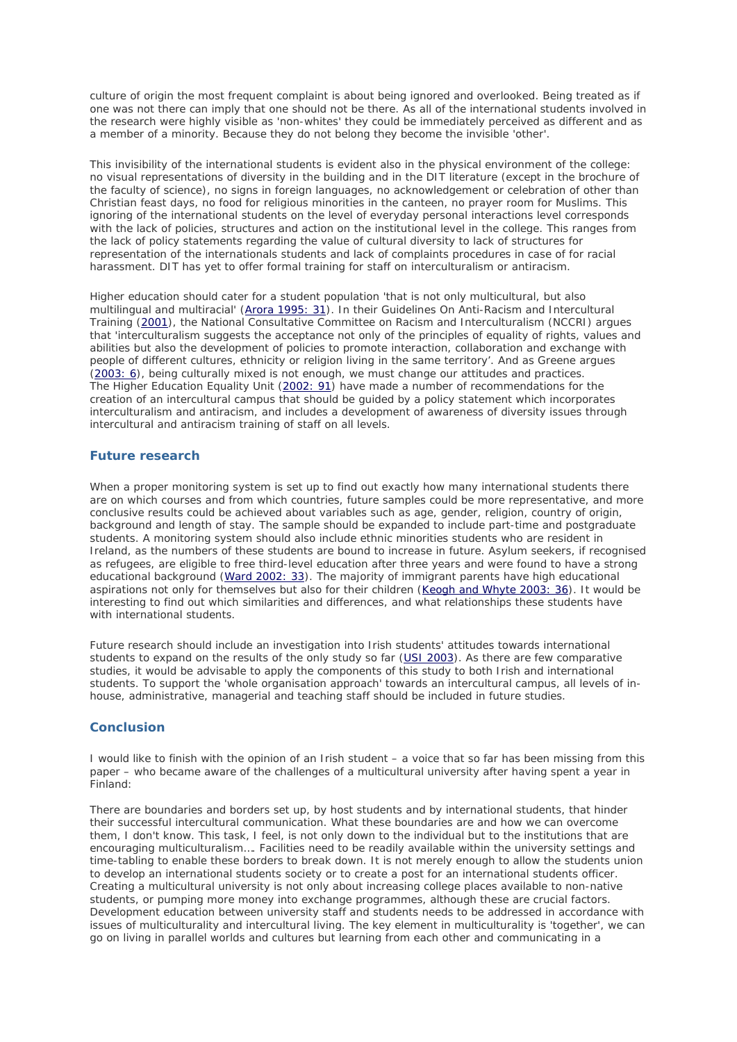culture of origin the most frequent complaint is about being ignored and overlooked. Being treated as if one was not there can imply that one should not be there. As all of the international students involved in the research were highly visible as 'non-whites' they could be immediately perceived as different and as a member of a minority. Because they do not belong they become the invisible 'other'.

This invisibility of the international students is evident also in the physical environment of the college: no visual representations of diversity in the building and in the DIT literature (except in the brochure of the faculty of science), no signs in foreign languages, no acknowledgement or celebration of other than Christian feast days, no food for religious minorities in the canteen, no prayer room for Muslims. This ignoring of the international students on the level of everyday personal interactions level corresponds with the lack of policies, structures and action on the institutional level in the college. This ranges from the lack of policy statements regarding the value of cultural diversity to lack of structures for representation of the internationals students and lack of complaints procedures in case of for racial harassment. DIT has yet to offer formal training for staff on interculturalism or antiracism.

Higher education should cater for a student population 'that is not only multicultural, but also multilingual and multiracial' (Arora 1995: 31). In their Guidelines On Anti-Racism and Intercultural Training (2001), the National Consultative Committee on Racism and Interculturalism (NCCRI) argues that 'interculturalism suggests the acceptance not only of the principles of equality of rights, values and abilities but also the development of policies to promote interaction, collaboration and exchange with people of different cultures, ethnicity or religion living in the same territory'. And as Greene argues (2003: 6), being culturally mixed is not enough, we must change our attitudes and practices. The Higher Education Equality Unit (2002: 91) have made a number of recommendations for the creation of an intercultural campus that should be guided by a policy statement which incorporates interculturalism and antiracism, and includes a development of awareness of diversity issues through intercultural and antiracism training of staff on all levels.

## Future research

When a proper monitoring system is set up to find out exactly how many international students there are on which courses and from which countries, future samples could be more representative, and more conclusive results could be achieved about variables such as age, gender, religion, country of origin, background and length of stay. The sample should be expanded to include part-time and postgraduate students. A monitoring system should also include ethnic minorities students who are resident in Ireland, as the numbers of these students are bound to increase in future. Asylum seekers, if recognised as refugees, are eligible to free third-level education after three years and were found to have a strong educational background (Ward 2002: 33). The majority of immigrant parents have high educational aspirations not only for themselves but also for their children (Keogh and Whyte 2003: 36). It would be interesting to find out which similarities and differences, and what relationships these students have with international students.

Future research should include an investigation into Irish students' attitudes towards international students to expand on the results of the only study so far (USI 2003). As there are few comparative studies, it would be advisable to apply the components of this study to both Irish and international students. To support the 'whole organisation approach' towards an intercultural campus, all levels of in-house, administrative, managerial and teaching staff should be included in future studies.

## Conclusion

I would like to finish with the opinion of an Irish student – a voice that so far has been missing from this paper – who became aware of the challenges of a multicultural university after having spent a year in Finland:

There are boundaries and borders set up, by host students and by international students, that hinder their successful intercultural communication. What these boundaries are and how we can overcome them, I don't know. This task, I feel, is not only down to the individual but to the institutions that are encouraging multiculturalism…. Facilities need to be readily available within the university settings and time-tabling to enable these borders to break down. It is not merely enough to allow the students union to develop an international students society or to create a post for an international students officer. Creating a multicultural university is not only about increasing college places available to non-native students, or pumping more money into exchange programmes, although these are crucial factors. Development education between university staff and students needs to be addressed in accordance with issues of multiculturality and intercultural living. The key element in multiculturality is 'together', we can go on living in parallel worlds and cultures but learning from each other and communicating in a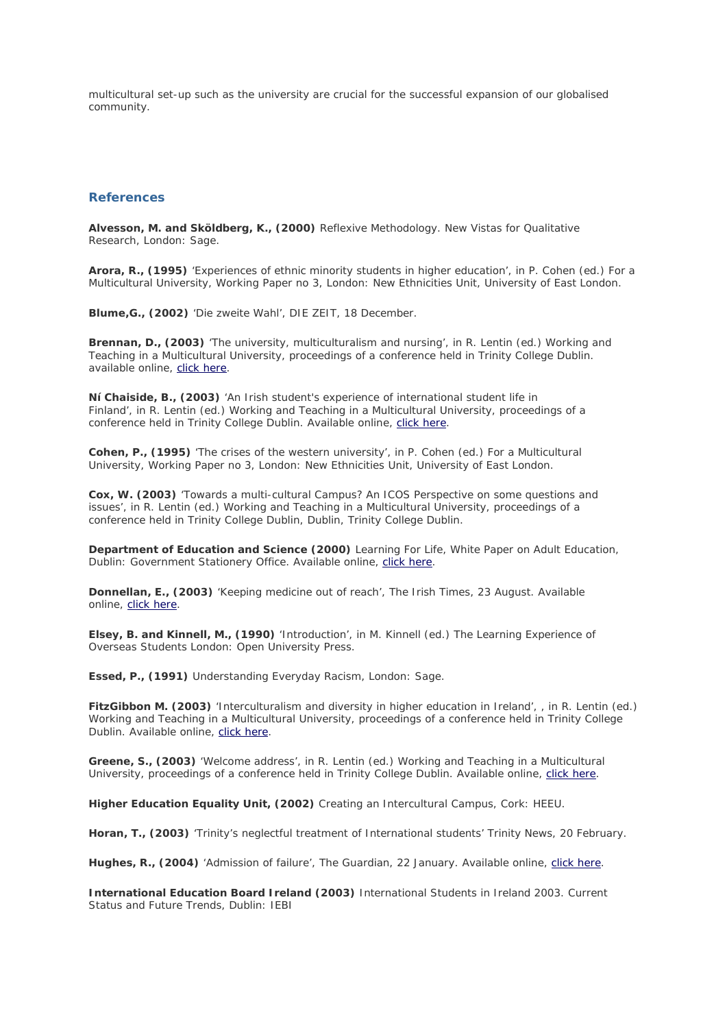multicultural set-up such as the university are crucial for the successful expansion of our globalised community.

## References

**Alvesson, M. and Sköldberg, K., (2000)** Reflexive Methodology. New Vistas for Qualitative Research, London: Sage.

**Arora, R., (1995)** 'Experiences of ethnic minority students in higher education', in P. Cohen (ed.) For a Multicultural University, Working Paper no 3, London: New Ethnicities Unit, University of East London.

**Blume,G., (2002)** 'Die zweite Wahl', DIE ZEIT, 18 December.

**Brennan, D., (2003)** 'The university, multiculturalism and nursing', in R. Lentin (ed.) Working and Teaching in a Multicultural University, proceedings of a conference held in Trinity College Dublin. available online, click here.

**Ní Chaiside, B., (2003)** 'An Irish student's experience of international student life in Finland', in R. Lentin (ed.) Working and Teaching in a Multicultural University, proceedings of a conference held in Trinity College Dublin. Available online, click here.

**Cohen, P., (1995)** 'The crises of the western university', in P. Cohen (ed.) For a Multicultural University, Working Paper no 3, London: New Ethnicities Unit, University of East London.

**Cox, W. (2003)** 'Towards a multi-cultural Campus? An ICOS Perspective on some questions and issues', in R. Lentin (ed.) Working and Teaching in a Multicultural University, proceedings of a conference held in Trinity College Dublin, Dublin, Trinity College Dublin.

**Department of Education and Science (2000)** Learning For Life, White Paper on Adult Education, Dublin: Government Stationery Office. Available online, click here.

**Donnellan, E., (2003)** 'Keeping medicine out of reach', The Irish Times, 23 August. Available online, click here.

**Elsey, B. and Kinnell, M., (1990)** 'Introduction', in M. Kinnell (ed.) The Learning Experience of Overseas Students London: Open University Press.

**Essed, P., (1991)** Understanding Everyday Racism, London: Sage.

**FitzGibbon M. (2003)** 'Interculturalism and diversity in higher education in Ireland', , in R. Lentin (ed.) Working and Teaching in a Multicultural University, proceedings of a conference held in Trinity College Dublin. Available online, click here.

**Greene, S., (2003)** 'Welcome address', in R. Lentin (ed.) Working and Teaching in a Multicultural University, proceedings of a conference held in Trinity College Dublin. Available online, click here.

**Higher Education Equality Unit, (2002)** Creating an Intercultural Campus, Cork: HEEU.

**Horan, T., (2003)** 'Trinity's neglectful treatment of International students' Trinity News, 20 February.

**Hughes, R., (2004)** 'Admission of failure', The Guardian, 22 January. Available online, click here.

**International Education Board Ireland (2003)** International Students in Ireland 2003. Current Status and Future Trends, Dublin: IEBI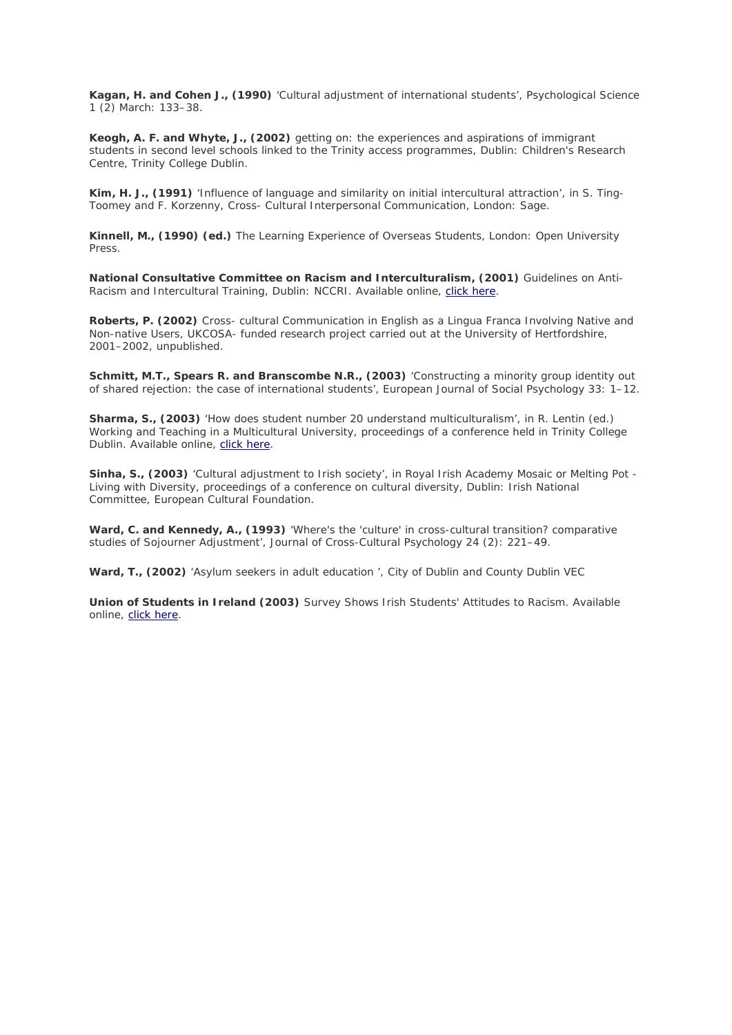**Kagan, H. and Cohen J., (1990)** 'Cultural adjustment of international students', Psychological Science 1 (2) March: 133–38.

**Keogh, A. F. and Whyte, J., (2002)** getting on: the experiences and aspirations of immigrant students in second level schools linked to the Trinity access programmes, Dublin: Children's Research Centre, Trinity College Dublin.

**Kim, H. J., (1991)** 'Influence of language and similarity on initial intercultural attraction', in S. Ting-Toomey and F. Korzenny, Cross- Cultural Interpersonal Communication, London: Sage.

**Kinnell, M., (1990) (ed.)** The Learning Experience of Overseas Students, London: Open University Press.

**National Consultative Committee on Racism and Interculturalism, (2001)** Guidelines on Anti-Racism and Intercultural Training, Dublin: NCCRI. Available online, click here.

**Roberts, P. (2002)** Cross- cultural Communication in English as a Lingua Franca Involving Native and Non-native Users, UKCOSA- funded research project carried out at the University of Hertfordshire, 2001–2002, unpublished.

**Schmitt, M.T., Spears R. and Branscombe N.R., (2003)** 'Constructing a minority group identity out of shared rejection: the case of international students', European Journal of Social Psychology 33: 1–12.

**Sharma, S., (2003)** 'How does student number 20 understand multiculturalism', in R. Lentin (ed.) Working and Teaching in a Multicultural University, proceedings of a conference held in Trinity College Dublin. Available online, click here.

**Sinha, S., (2003)** 'Cultural adjustment to Irish society', in Royal Irish Academy Mosaic or Melting Pot - Living with Diversity, proceedings of a conference on cultural diversity, Dublin: Irish National Committee, European Cultural Foundation.

**Ward, C. and Kennedy, A., (1993)** 'Where's the 'culture' in cross-cultural transition? comparative studies of Sojourner Adjustment', Journal of Cross-Cultural Psychology 24 (2): 221–49.

**Ward, T., (2002)** 'Asylum seekers in adult education ', City of Dublin and County Dublin VEC

**Union of Students in Ireland (2003)** Survey Shows Irish Students' Attitudes to Racism. Available online, click here.